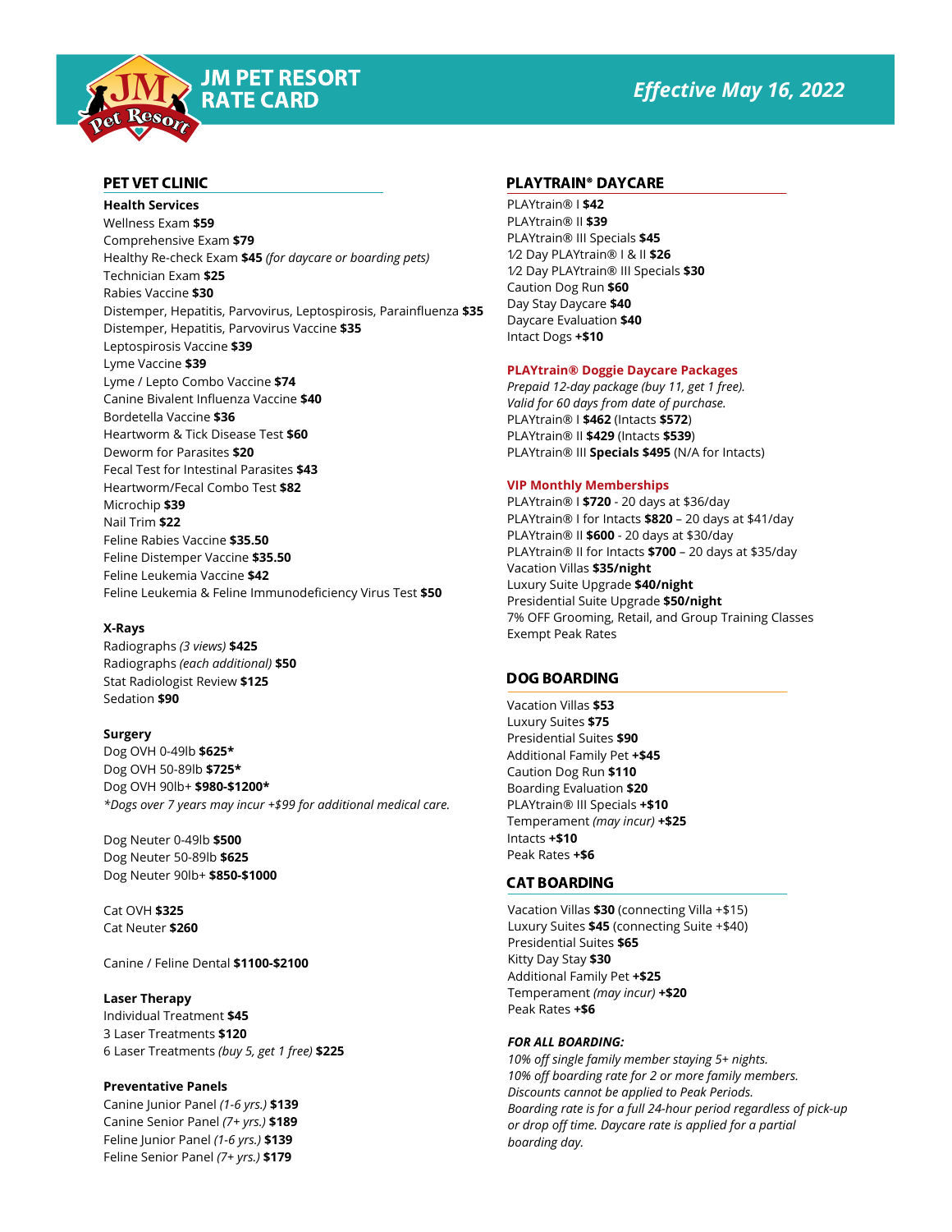# JM PET RESORT RATE CARD

*Effective May 16, 2022*

## PET VET CLINIC

### Health Services

Wellness Exam **$59**
Comprehensive Exam **$79**
Healthy Re-check Exam **$45** *(for daycare or boarding pets)*
Technician Exam **$25**
Rabies Vaccine **$30**
Distemper, Hepatitis, Parvovirus, Leptospirosis, Parainfluenza **$35**
Distemper, Hepatitis, Parvovirus Vaccine **$35**
Leptospirosis Vaccine **$39**
Lyme Vaccine **$39**
Lyme / Lepto Combo Vaccine **$74**
Canine Bivalent Influenza Vaccine **$40**
Bordetella Vaccine **$36**
Heartworm & Tick Disease Test **$60**
Deworm for Parasites **$20**
Fecal Test for Intestinal Parasites **$43**
Heartworm/Fecal Combo Test **$82**
Microchip **$39**
Nail Trim **$22**
Feline Rabies Vaccine **$35.50**
Feline Distemper Vaccine **$35.50**
Feline Leukemia Vaccine **$42**
Feline Leukemia & Feline Immunodeficiency Virus Test **$50**

### X-Rays

Radiographs *(3 views)* **$425**
Radiographs *(each additional)* **$50**
Stat Radiologist Review **$125**
Sedation **$90**

### Surgery

Dog OVH 0-49lb **$625***
Dog OVH 50-89lb **$725***
Dog OVH 90lb+ **$980-$1200***
*\*Dogs over 7 years may incur +$99 for additional medical care.*

Dog Neuter 0-49lb **$500**
Dog Neuter 50-89lb **$625**
Dog Neuter 90lb+ **$850-$1000**

Cat OVH **$325**
Cat Neuter **$260**

Canine / Feline Dental **$1100-$2100**

### Laser Therapy

Individual Treatment **$45**
3 Laser Treatments **$120**
6 Laser Treatments *(buy 5, get 1 free)* **$225**

### Preventative Panels

Canine Junior Panel *(1-6 yrs.)* **$139**
Canine Senior Panel *(7+ yrs.)* **$189**
Feline Junior Panel *(1-6 yrs.)* **$139**
Feline Senior Panel *(7+ yrs.)* **$179**

## PLAYTRAIN® DAYCARE

PLAYtrain® I **$42**
PLAYtrain® II **$39**
PLAYtrain® III Specials **$45**
½ Day PLAYtrain® I & II **$26**
½ Day PLAYtrain® III Specials **$30**
Caution Dog Run **$60**
Day Stay Daycare **$40**
Daycare Evaluation **$40**
Intact Dogs **+$10**

### PLAYtrain® Doggie Daycare Packages

*Prepaid 12-day package (buy 11, get 1 free).*
*Valid for 60 days from date of purchase.*
PLAYtrain® I **$462** (Intacts **$572**)
PLAYtrain® II **$429** (Intacts **$539**)
PLAYtrain® III **Specials $495** (N/A for Intacts)

### VIP Monthly Memberships

PLAYtrain® I **$720** - 20 days at $36/day
PLAYtrain® I for Intacts **$820** – 20 days at $41/day
PLAYtrain® II **$600** - 20 days at $30/day
PLAYtrain® II for Intacts **$700** – 20 days at $35/day
Vacation Villas **$35/night**
Luxury Suite Upgrade **$40/night**
Presidential Suite Upgrade **$50/night**
7% OFF Grooming, Retail, and Group Training Classes
Exempt Peak Rates

## DOG BOARDING

Vacation Villas **$53**
Luxury Suites **$75**
Presidential Suites **$90**
Additional Family Pet **+$45**
Caution Dog Run **$110**
Boarding Evaluation **$20**
PLAYtrain® III Specials **+$10**
Temperament *(may incur)* **+$25**
Intacts **+$10**
Peak Rates **+$6**

## CAT BOARDING

Vacation Villas **$30** (connecting Villa +$15)
Luxury Suites **$45** (connecting Suite +$40)
Presidential Suites **$65**
Kitty Day Stay **$30**
Additional Family Pet **+$25**
Temperament *(may incur)* **+$20**
Peak Rates **+$6**

***FOR ALL BOARDING:***
*10% off single family member staying 5+ nights.*
*10% off boarding rate for 2 or more family members.*
*Discounts cannot be applied to Peak Periods.*
*Boarding rate is for a full 24-hour period regardless of pick-up or drop off time. Daycare rate is applied for a partial boarding day.*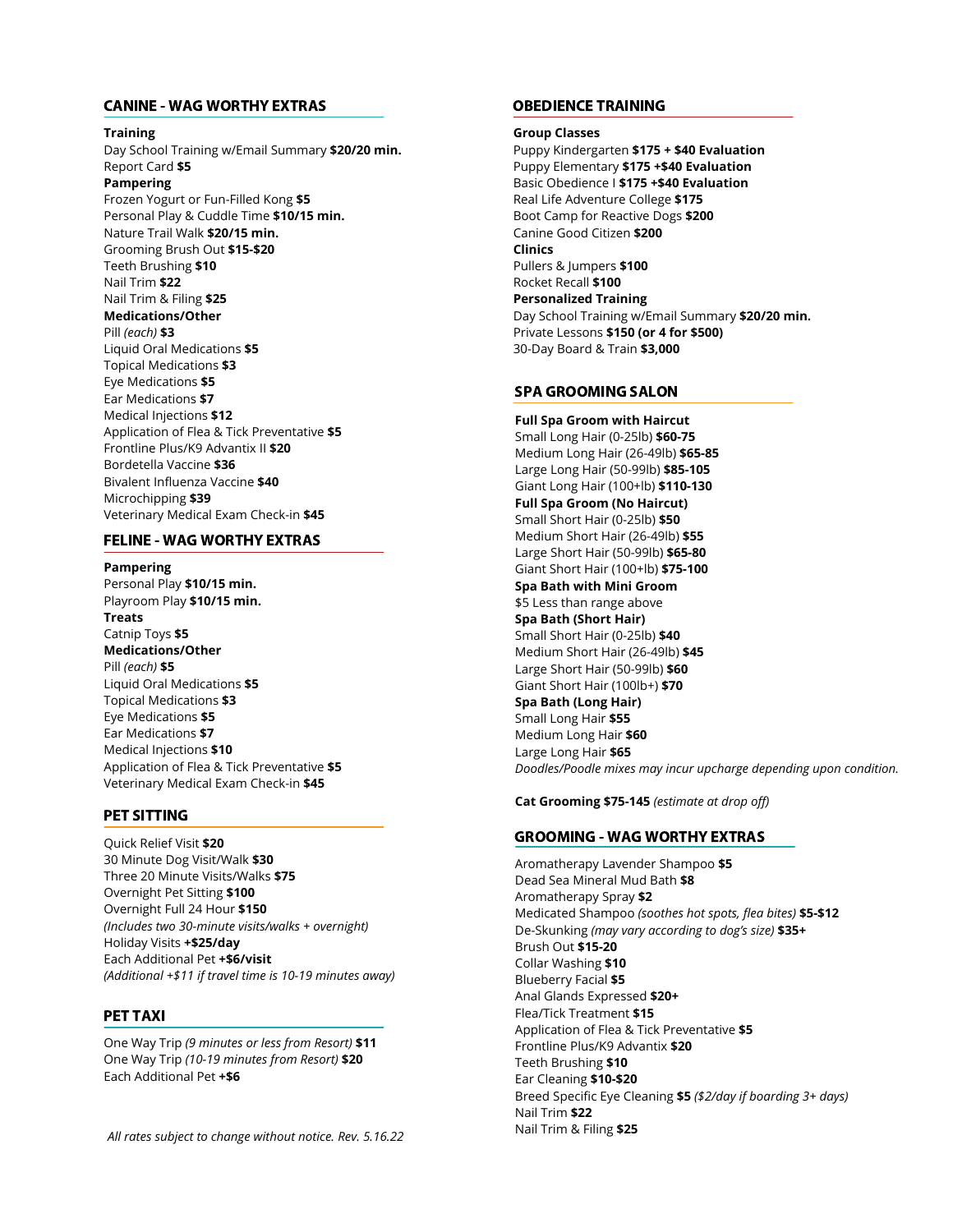## CANINE - WAG WORTHY EXTRAS

**Training**

Day School Training w/Email Summary **$20/20 min.**
Report Card **$5**

**Pampering**

Frozen Yogurt or Fun-Filled Kong **$5**
Personal Play & Cuddle Time **$10/15 min.**
Nature Trail Walk **$20/15 min.**
Grooming Brush Out **$15-$20**
Teeth Brushing **$10**
Nail Trim **$22**
Nail Trim & Filing **$25**

**Medications/Other**

Pill *(each)* **$3**
Liquid Oral Medications **$5**
Topical Medications **$3**
Eye Medications **$5**
Ear Medications **$7**
Medical Injections **$12**
Application of Flea & Tick Preventative **$5**
Frontline Plus/K9 Advantix II **$20**
Bordetella Vaccine **$36**
Bivalent Influenza Vaccine **$40**
Microchipping **$39**
Veterinary Medical Exam Check-in **$45**

## FELINE - WAG WORTHY EXTRAS

**Pampering**

Personal Play **$10/15 min.**
Playroom Play **$10/15 min.**

**Treats**

Catnip Toys **$5**

**Medications/Other**

Pill *(each)* **$5**
Liquid Oral Medications **$5**
Topical Medications **$3**
Eye Medications **$5**
Ear Medications **$7**
Medical Injections **$10**
Application of Flea & Tick Preventative **$5**
Veterinary Medical Exam Check-in **$45**

## PET SITTING

Quick Relief Visit **$20**
30 Minute Dog Visit/Walk **$30**
Three 20 Minute Visits/Walks **$75**
Overnight Pet Sitting **$100**
Overnight Full 24 Hour **$150**
*(Includes two 30-minute visits/walks + overnight)*
Holiday Visits **+$25/day**
Each Additional Pet **+$6/visit**
*(Additional +$11 if travel time is 10-19 minutes away)*

## PET TAXI

One Way Trip *(9 minutes or less from Resort)* **$11**
One Way Trip *(10-19 minutes from Resort)* **$20**
Each Additional Pet **+$6**

*All rates subject to change without notice. Rev. 5.16.22*

## OBEDIENCE TRAINING

**Group Classes**

Puppy Kindergarten **$175 + $40 Evaluation**
Puppy Elementary **$175 +$40 Evaluation**
Basic Obedience I **$175 +$40 Evaluation**
Real Life Adventure College **$175**
Boot Camp for Reactive Dogs **$200**
Canine Good Citizen **$200**

**Clinics**

Pullers & Jumpers **$100**
Rocket Recall **$100**

**Personalized Training**

Day School Training w/Email Summary **$20/20 min.**
Private Lessons **$150 (or 4 for $500)**
30-Day Board & Train **$3,000**

## SPA GROOMING SALON

**Full Spa Groom with Haircut**

Small Long Hair (0-25lb) **$60-75**
Medium Long Hair (26-49lb) **$65-85**
Large Long Hair (50-99lb) **$85-105**
Giant Long Hair (100+lb) **$110-130**

**Full Spa Groom (No Haircut)**

Small Short Hair (0-25lb) **$50**
Medium Short Hair (26-49lb) **$55**
Large Short Hair (50-99lb) **$65-80**
Giant Short Hair (100+lb) **$75-100**

**Spa Bath with Mini Groom**

$5 Less than range above

**Spa Bath (Short Hair)**

Small Short Hair (0-25lb) **$40**
Medium Short Hair (26-49lb) **$45**
Large Short Hair (50-99lb) **$60**
Giant Short Hair (100lb+) **$70**

**Spa Bath (Long Hair)**

Small Long Hair **$55**
Medium Long Hair **$60**
Large Long Hair **$65**
*Doodles/Poodle mixes may incur upcharge depending upon condition.*

**Cat Grooming $75-145** *(estimate at drop off)*

## GROOMING - WAG WORTHY EXTRAS

Aromatherapy Lavender Shampoo **$5**
Dead Sea Mineral Mud Bath **$8**
Aromatherapy Spray **$2**
Medicated Shampoo *(soothes hot spots, flea bites)* **$5-$12**
De-Skunking *(may vary according to dog's size)* **$35+**
Brush Out **$15-20**
Collar Washing **$10**
Blueberry Facial **$5**
Anal Glands Expressed **$20+**
Flea/Tick Treatment **$15**
Application of Flea & Tick Preventative **$5**
Frontline Plus/K9 Advantix **$20**
Teeth Brushing **$10**
Ear Cleaning **$10-$20**
Breed Specific Eye Cleaning **$5** *($2/day if boarding 3+ days)*
Nail Trim **$22**
Nail Trim & Filing **$25**